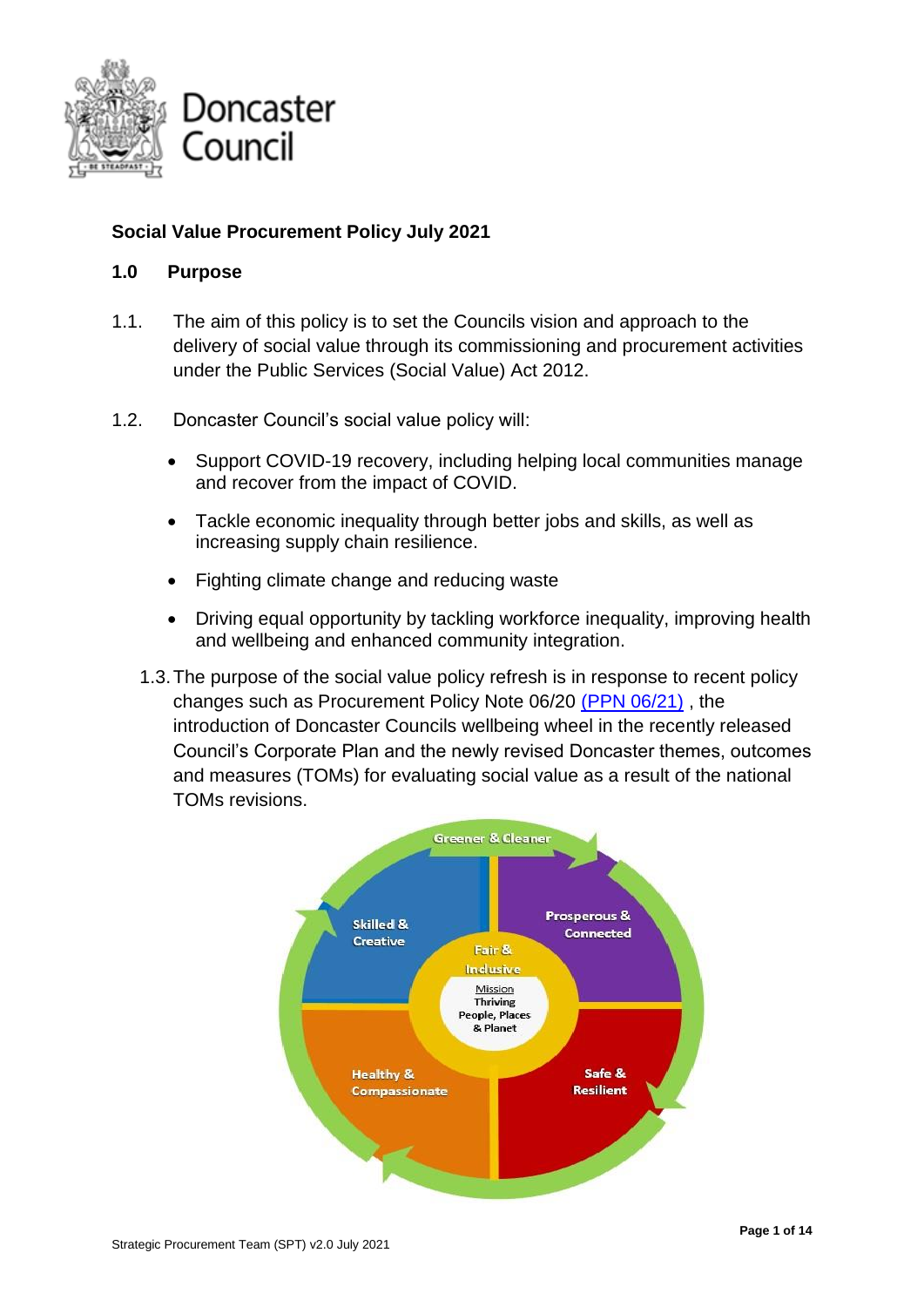## Social Value Procurement Policy July 2021

### 1.0 Purpose

1.1. The aim of this policy is to set the Councils vision and approach to the delivery of social value through its commissioning and procurement activities under the Public Services (Social Value) Act 2012.

1.2. Doncaster Council's social value policy will:

- Support COVID-19 recovery, including helping local communities manage and recover from the impact of COVID.
- Tackle economic inequality through better jobs and skills, as well as increasing supply chain resilience.
- Fighting climate change and reducing waste
- Driving equal opportunity by tackling workforce inequality, improving health and wellbeing and enhanced community integration.

1.3. The purpose of the social value policy refresh is in response to recent policy changes such as Procurement Policy Note 06/20 [(PPN 06/21)](), the introduction of Doncaster Councils wellbeing wheel in the recently released Council's Corporate Plan and the newly revised Doncaster themes, outcomes and measures (TOMs) for evaluating social value as a result of the national TOMs revisions.

Greener & Cleaner

Skilled & Creative

Prosperous & Connected

Fair & Inclusive

Mission Thriving People, Places & Planet

Healthy & Compassionate

Safe & Resilient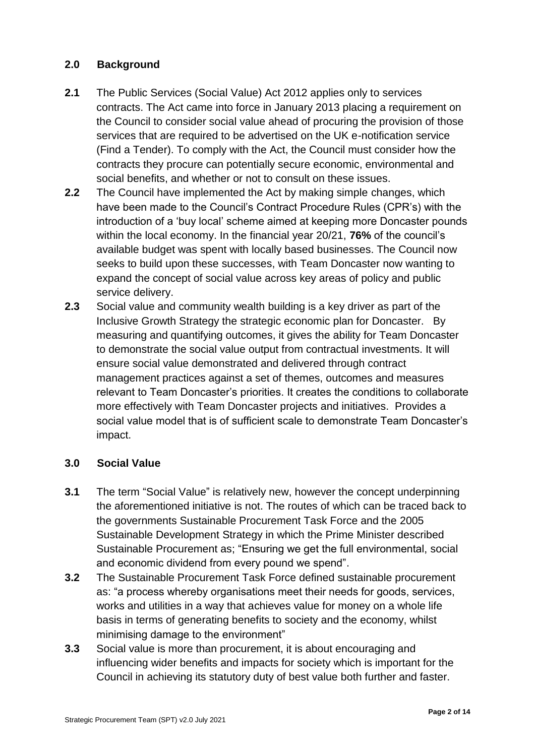## 2.0 Background

**2.1** The Public Services (Social Value) Act 2012 applies only to services contracts. The Act came into force in January 2013 placing a requirement on the Council to consider social value ahead of procuring the provision of those services that are required to be advertised on the UK e-notification service (Find a Tender). To comply with the Act, the Council must consider how the contracts they procure can potentially secure economic, environmental and social benefits, and whether or not to consult on these issues.

**2.2** The Council have implemented the Act by making simple changes, which have been made to the Council's Contract Procedure Rules (CPR's) with the introduction of a 'buy local' scheme aimed at keeping more Doncaster pounds within the local economy. In the financial year 20/21, **76%** of the council's available budget was spent with locally based businesses. The Council now seeks to build upon these successes, with Team Doncaster now wanting to expand the concept of social value across key areas of policy and public service delivery.

**2.3** Social value and community wealth building is a key driver as part of the Inclusive Growth Strategy the strategic economic plan for Doncaster. By measuring and quantifying outcomes, it gives the ability for Team Doncaster to demonstrate the social value output from contractual investments. It will ensure social value demonstrated and delivered through contract management practices against a set of themes, outcomes and measures relevant to Team Doncaster's priorities. It creates the conditions to collaborate more effectively with Team Doncaster projects and initiatives. Provides a social value model that is of sufficient scale to demonstrate Team Doncaster's impact.

## 3.0 Social Value

**3.1** The term "Social Value" is relatively new, however the concept underpinning the aforementioned initiative is not. The routes of which can be traced back to the governments Sustainable Procurement Task Force and the 2005 Sustainable Development Strategy in which the Prime Minister described Sustainable Procurement as; "Ensuring we get the full environmental, social and economic dividend from every pound we spend".

**3.2** The Sustainable Procurement Task Force defined sustainable procurement as: "a process whereby organisations meet their needs for goods, services, works and utilities in a way that achieves value for money on a whole life basis in terms of generating benefits to society and the economy, whilst minimising damage to the environment"

**3.3** Social value is more than procurement, it is about encouraging and influencing wider benefits and impacts for society which is important for the Council in achieving its statutory duty of best value both further and faster.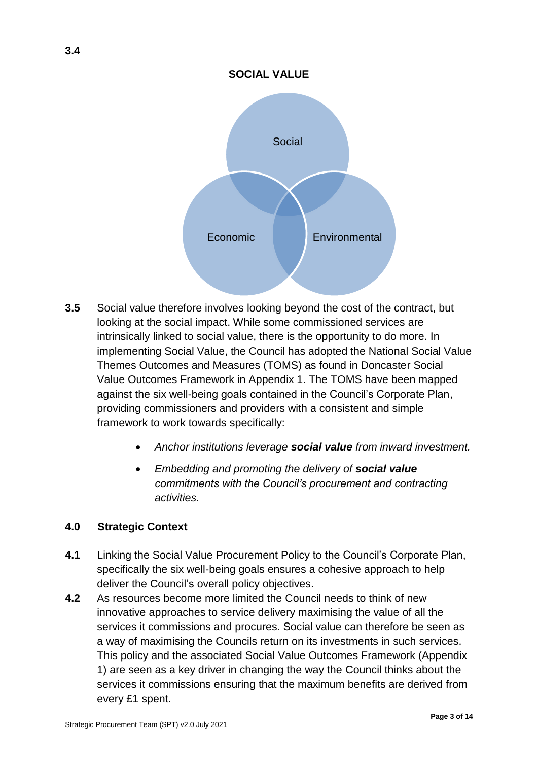**3.4**

**SOCIAL VALUE**

Social

Economic

Environmental

**3.5** Social value therefore involves looking beyond the cost of the contract, but looking at the social impact. While some commissioned services are intrinsically linked to social value, there is the opportunity to do more. In implementing Social Value, the Council has adopted the National Social Value Themes Outcomes and Measures (TOMS) as found in Doncaster Social Value Outcomes Framework in Appendix 1. The TOMS have been mapped against the six well-being goals contained in the Council's Corporate Plan, providing commissioners and providers with a consistent and simple framework to work towards specifically:

- *Anchor institutions leverage **social value** from inward investment.*
- *Embedding and promoting the delivery of **social value** commitments with the Council's procurement and contracting activities.*

## 4.0 Strategic Context

**4.1** Linking the Social Value Procurement Policy to the Council's Corporate Plan, specifically the six well-being goals ensures a cohesive approach to help deliver the Council's overall policy objectives.

**4.2** As resources become more limited the Council needs to think of new innovative approaches to service delivery maximising the value of all the services it commissions and procures. Social value can therefore be seen as a way of maximising the Councils return on its investments in such services. This policy and the associated Social Value Outcomes Framework (Appendix 1) are seen as a key driver in changing the way the Council thinks about the services it commissions ensuring that the maximum benefits are derived from every £1 spent.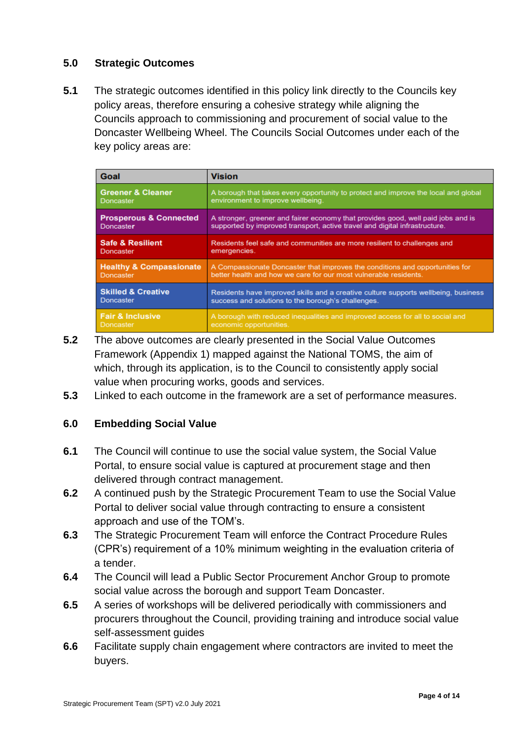## 5.0 Strategic Outcomes

**5.1** The strategic outcomes identified in this policy link directly to the Councils key policy areas, therefore ensuring a cohesive strategy while aligning the Councils approach to commissioning and procurement of social value to the Doncaster Wellbeing Wheel. The Councils Social Outcomes under each of the key policy areas are:

| Goal | Vision |
|---|---|
| **Greener & Cleaner** Doncaster | A borough that takes every opportunity to protect and improve the local and global environment to improve wellbeing. |
| **Prosperous & Connected** Doncaster | A stronger, greener and fairer economy that provides good, well paid jobs and is supported by improved transport, active travel and digital infrastructure. |
| **Safe & Resilient** Doncaster | Residents feel safe and communities are more resilient to challenges and emergencies. |
| **Healthy & Compassionate** Doncaster | A Compassionate Doncaster that improves the conditions and opportunities for better health and how we care for our most vulnerable residents. |
| **Skilled & Creative** Doncaster | Residents have improved skills and a creative culture supports wellbeing, business success and solutions to the borough's challenges. |
| **Fair & Inclusive** Doncaster | A borough with reduced inequalities and improved access for all to social and economic opportunities. |

**5.2** The above outcomes are clearly presented in the Social Value Outcomes Framework (Appendix 1) mapped against the National TOMS, the aim of which, through its application, is to the Council to consistently apply social value when procuring works, goods and services.

**5.3** Linked to each outcome in the framework are a set of performance measures.

## 6.0 Embedding Social Value

**6.1** The Council will continue to use the social value system, the Social Value Portal, to ensure social value is captured at procurement stage and then delivered through contract management.

**6.2** A continued push by the Strategic Procurement Team to use the Social Value Portal to deliver social value through contracting to ensure a consistent approach and use of the TOM's.

**6.3** The Strategic Procurement Team will enforce the Contract Procedure Rules (CPR's) requirement of a 10% minimum weighting in the evaluation criteria of a tender.

**6.4** The Council will lead a Public Sector Procurement Anchor Group to promote social value across the borough and support Team Doncaster.

**6.5** A series of workshops will be delivered periodically with commissioners and procurers throughout the Council, providing training and introduce social value self-assessment guides

**6.6** Facilitate supply chain engagement where contractors are invited to meet the buyers.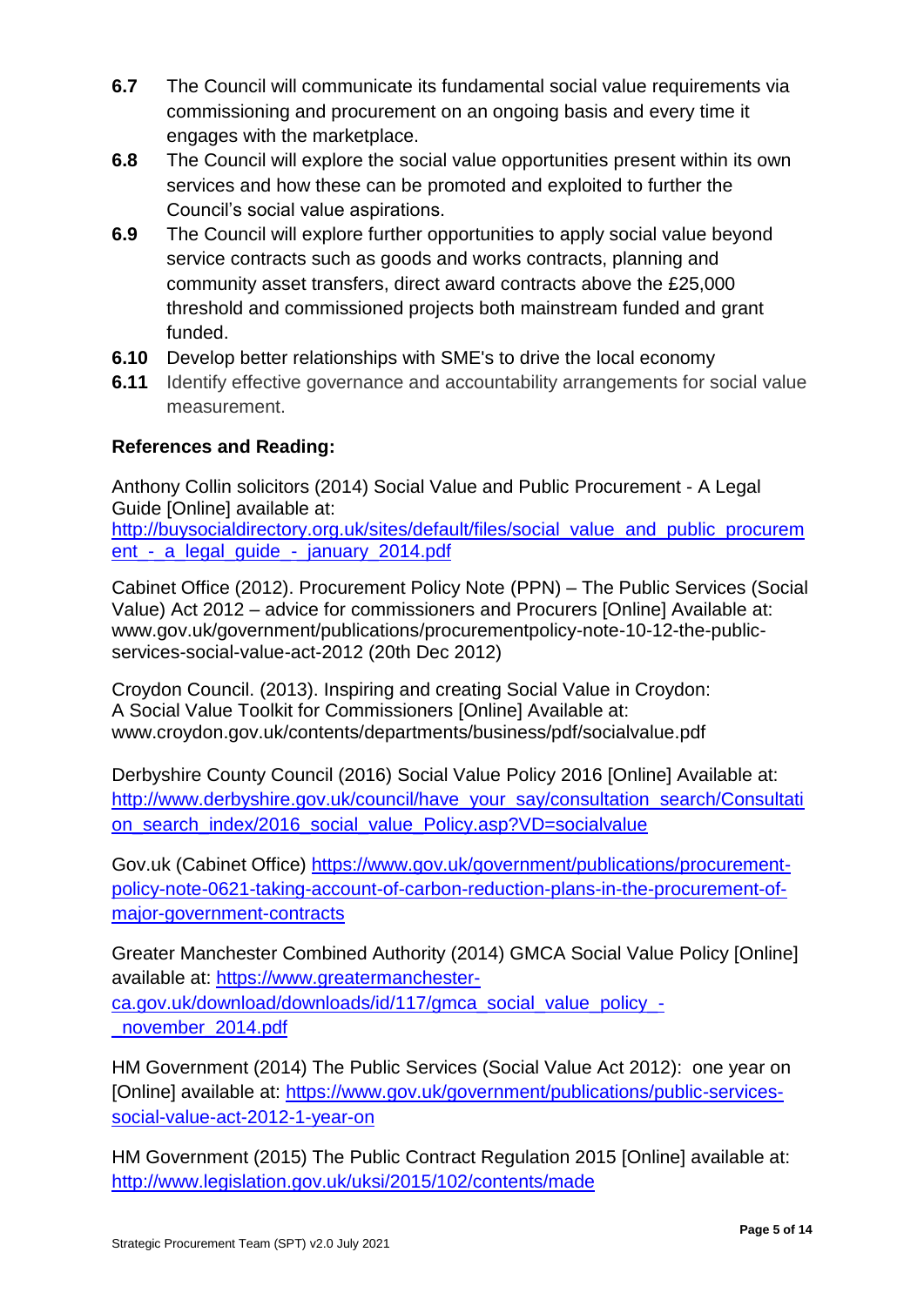**6.7** The Council will communicate its fundamental social value requirements via commissioning and procurement on an ongoing basis and every time it engages with the marketplace.

**6.8** The Council will explore the social value opportunities present within its own services and how these can be promoted and exploited to further the Council's social value aspirations.

**6.9** The Council will explore further opportunities to apply social value beyond service contracts such as goods and works contracts, planning and community asset transfers, direct award contracts above the £25,000 threshold and commissioned projects both mainstream funded and grant funded.

**6.10** Develop better relationships with SME's to drive the local economy

**6.11** Identify effective governance and accountability arrangements for social value measurement.

**References and Reading:**

Anthony Collin solicitors (2014) Social Value and Public Procurement - A Legal Guide [Online] available at: http://buysocialdirectory.org.uk/sites/default/files/social_value_and_public_procurement_-_a_legal_guide_-_january_2014.pdf

Cabinet Office (2012). Procurement Policy Note (PPN) – The Public Services (Social Value) Act 2012 – advice for commissioners and Procurers [Online] Available at: www.gov.uk/government/publications/procurementpolicy-note-10-12-the-public-services-social-value-act-2012 (20th Dec 2012)

Croydon Council. (2013). Inspiring and creating Social Value in Croydon: A Social Value Toolkit for Commissioners [Online] Available at: www.croydon.gov.uk/contents/departments/business/pdf/socialvalue.pdf

Derbyshire County Council (2016) Social Value Policy 2016 [Online] Available at: http://www.derbyshire.gov.uk/council/have_your_say/consultation_search/Consultation_search_index/2016_social_value_Policy.asp?VD=socialvalue

Gov.uk (Cabinet Office) https://www.gov.uk/government/publications/procurement-policy-note-0621-taking-account-of-carbon-reduction-plans-in-the-procurement-of-major-government-contracts

Greater Manchester Combined Authority (2014) GMCA Social Value Policy [Online] available at: https://www.greatermanchester-ca.gov.uk/download/downloads/id/117/gmca_social_value_policy_-_november_2014.pdf

HM Government (2014) The Public Services (Social Value Act 2012): one year on [Online] available at: https://www.gov.uk/government/publications/public-services-social-value-act-2012-1-year-on

HM Government (2015) The Public Contract Regulation 2015 [Online] available at: http://www.legislation.gov.uk/uksi/2015/102/contents/made

Strategic Procurement Team (SPT) v2.0 July 2021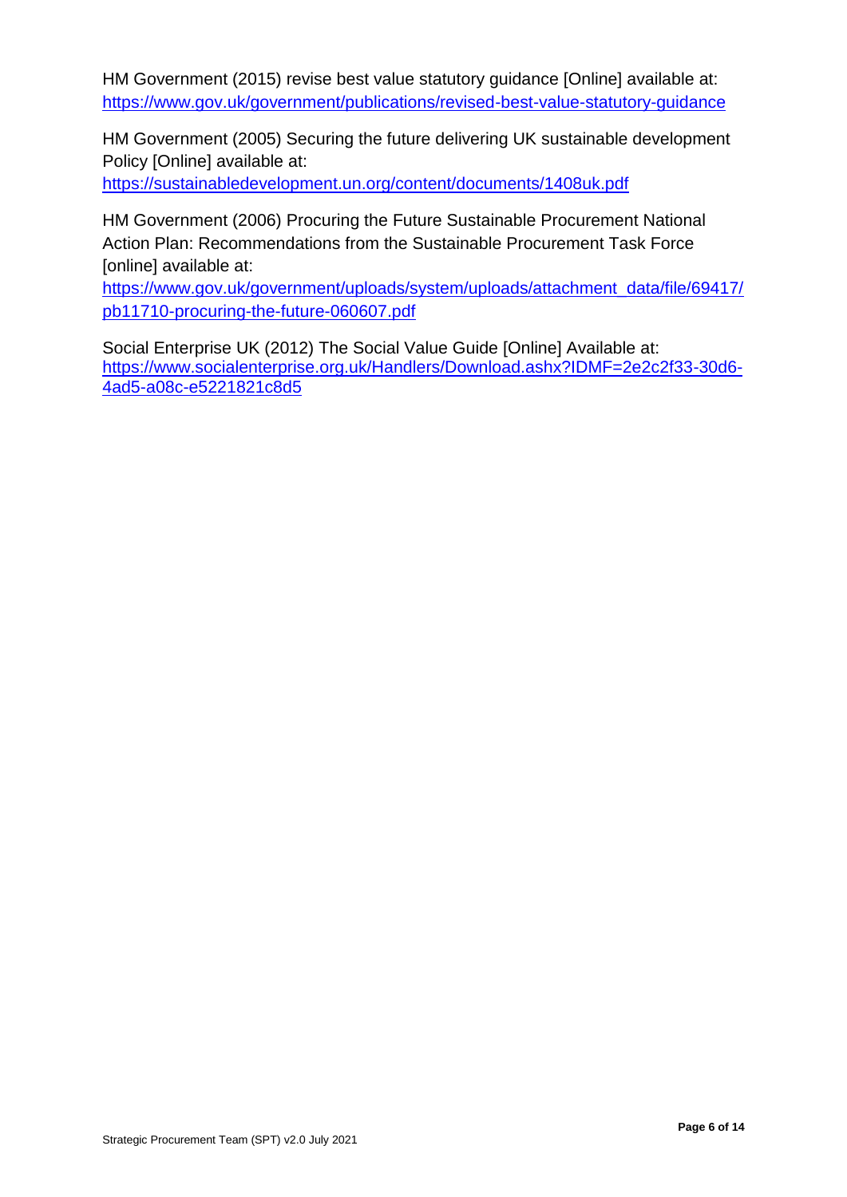HM Government (2015) revise best value statutory guidance [Online] available at: https://www.gov.uk/government/publications/revised-best-value-statutory-guidance

HM Government (2005) Securing the future delivering UK sustainable development Policy [Online] available at: https://sustainabledevelopment.un.org/content/documents/1408uk.pdf

HM Government (2006) Procuring the Future Sustainable Procurement National Action Plan: Recommendations from the Sustainable Procurement Task Force [online] available at: https://www.gov.uk/government/uploads/system/uploads/attachment_data/file/69417/pb11710-procuring-the-future-060607.pdf

Social Enterprise UK (2012) The Social Value Guide [Online] Available at: https://www.socialenterprise.org.uk/Handlers/Download.ashx?IDMF=2e2c2f33-30d6-4ad5-a08c-e5221821c8d5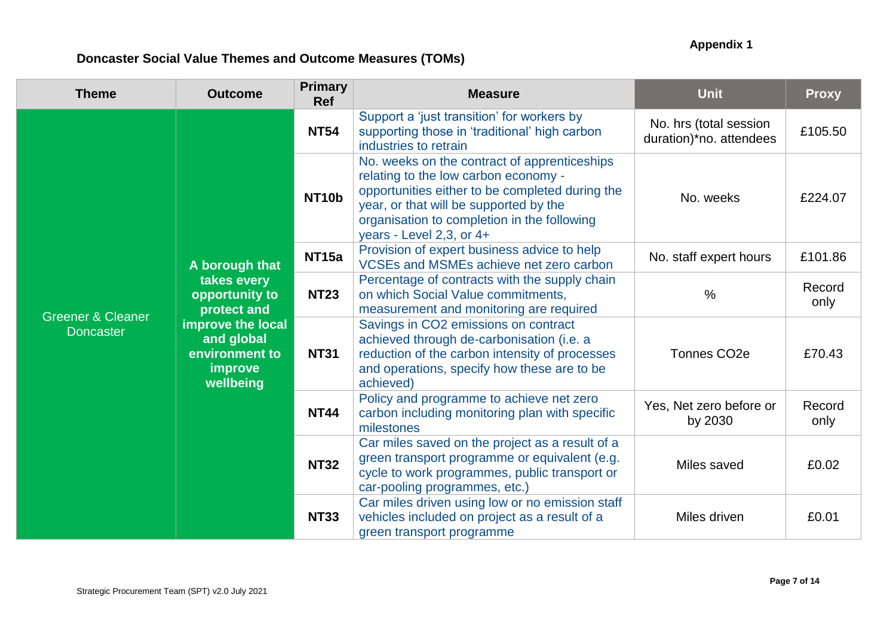**Appendix 1**

## Doncaster Social Value Themes and Outcome Measures (TOMs)

| Theme | Outcome | Primary Ref | Measure | Unit | Proxy |
|---|---|---|---|---|---|
| Greener & Cleaner Doncaster | **A borough that takes every opportunity to protect and improve the local and global environment to improve wellbeing** | **NT54** | Support a 'just transition' for workers by supporting those in 'traditional' high carbon industries to retrain | No. hrs (total session duration)*no. attendees | £105.50 |
| | | **NT10b** | No. weeks on the contract of apprenticeships relating to the low carbon economy - opportunities either to be completed during the year, or that will be supported by the organisation to completion in the following years - Level 2,3, or 4+ | No. weeks | £224.07 |
| | | **NT15a** | Provision of expert business advice to help VCSEs and MSMEs achieve net zero carbon | No. staff expert hours | £101.86 |
| | | **NT23** | Percentage of contracts with the supply chain on which Social Value commitments, measurement and monitoring are required | % | Record only |
| | | **NT31** | Savings in CO2 emissions on contract achieved through de-carbonisation (i.e. a reduction of the carbon intensity of processes and operations, specify how these are to be achieved) | Tonnes CO2e | £70.43 |
| | | **NT44** | Policy and programme to achieve net zero carbon including monitoring plan with specific milestones | Yes, Net zero before or by 2030 | Record only |
| | | **NT32** | Car miles saved on the project as a result of a green transport programme or equivalent (e.g. cycle to work programmes, public transport or car-pooling programmes, etc.) | Miles saved | £0.02 |
| | | **NT33** | Car miles driven using low or no emission staff vehicles included on project as a result of a green transport programme | Miles driven | £0.01 |

Strategic Procurement Team (SPT) v2.0 July 2021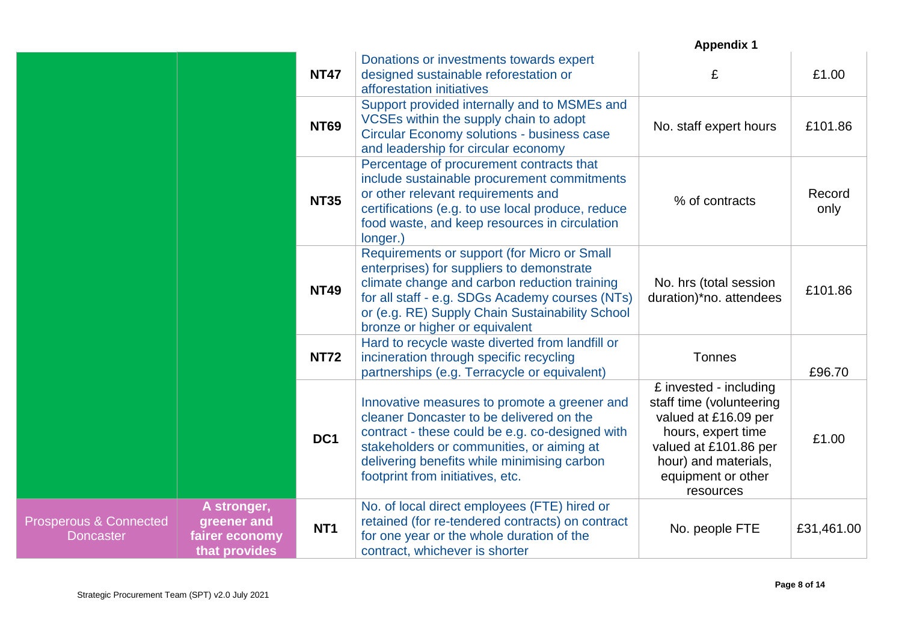**Appendix 1**

| | | | | | |
|---|---|---|---|---|---|
| | | **NT47** | Donations or investments towards expert designed sustainable reforestation or afforestation initiatives | £ | £1.00 |
| | | **NT69** | Support provided internally and to MSMEs and VCSEs within the supply chain to adopt Circular Economy solutions - business case and leadership for circular economy | No. staff expert hours | £101.86 |
| | | **NT35** | Percentage of procurement contracts that include sustainable procurement commitments or other relevant requirements and certifications (e.g. to use local produce, reduce food waste, and keep resources in circulation longer.) | % of contracts | Record only |
| | | **NT49** | Requirements or support (for Micro or Small enterprises) for suppliers to demonstrate climate change and carbon reduction training for all staff - e.g. SDGs Academy courses (NTs) or (e.g. RE) Supply Chain Sustainability School bronze or higher or equivalent | No. hrs (total session duration)*no. attendees | £101.86 |
| | | **NT72** | Hard to recycle waste diverted from landfill or incineration through specific recycling partnerships (e.g. Terracycle or equivalent) | Tonnes | £96.70 |
| | | **DC1** | Innovative measures to promote a greener and cleaner Doncaster to be delivered on the contract - these could be e.g. co-designed with stakeholders or communities, or aiming at delivering benefits while minimising carbon footprint from initiatives, etc. | £ invested - including staff time (volunteering valued at £16.09 per hours, expert time valued at £101.86 per hour) and materials, equipment or other resources | £1.00 |
| Prosperous & Connected Doncaster | **A stronger, greener and fairer economy that provides** | **NT1** | No. of local direct employees (FTE) hired or retained (for re-tendered contracts) on contract for one year or the whole duration of the contract, whichever is shorter | No. people FTE | £31,461.00 |

Strategic Procurement Team (SPT) v2.0 July 2021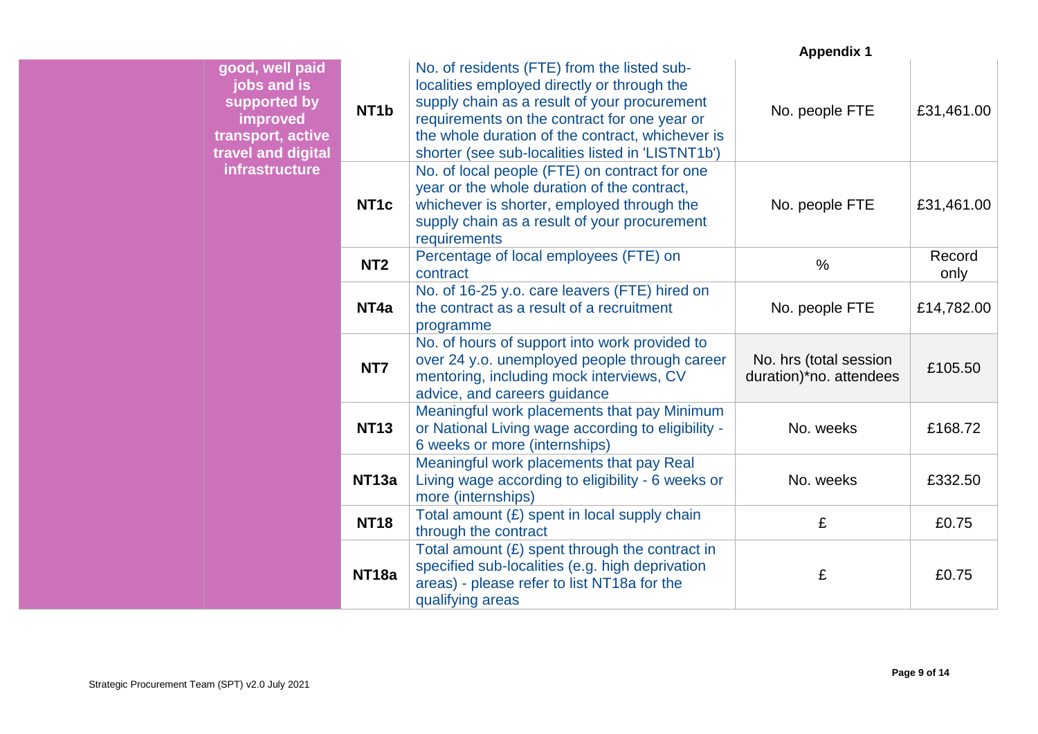**Appendix 1**

| | | | | | |
|---|---|---|---|---|---|
| | good, well paid jobs and is supported by improved transport, active travel and digital infrastructure | **NT1b** | No. of residents (FTE) from the listed sub-localities employed directly or through the supply chain as a result of your procurement requirements on the contract for one year or the whole duration of the contract, whichever is shorter (see sub-localities listed in 'LISTNT1b') | No. people FTE | £31,461.00 |
| | | **NT1c** | No. of local people (FTE) on contract for one year or the whole duration of the contract, whichever is shorter, employed through the supply chain as a result of your procurement requirements | No. people FTE | £31,461.00 |
| | | **NT2** | Percentage of local employees (FTE) on contract | % | Record only |
| | | **NT4a** | No. of 16-25 y.o. care leavers (FTE) hired on the contract as a result of a recruitment programme | No. people FTE | £14,782.00 |
| | | **NT7** | No. of hours of support into work provided to over 24 y.o. unemployed people through career mentoring, including mock interviews, CV advice, and careers guidance | No. hrs (total session duration)*no. attendees | £105.50 |
| | | **NT13** | Meaningful work placements that pay Minimum or National Living wage according to eligibility - 6 weeks or more (internships) | No. weeks | £168.72 |
| | | **NT13a** | Meaningful work placements that pay Real Living wage according to eligibility - 6 weeks or more (internships) | No. weeks | £332.50 |
| | | **NT18** | Total amount (£) spent in local supply chain through the contract | £ | £0.75 |
| | | **NT18a** | Total amount (£) spent through the contract in specified sub-localities (e.g. high deprivation areas) - please refer to list NT18a for the qualifying areas | £ | £0.75 |

Strategic Procurement Team (SPT) v2.0 July 2021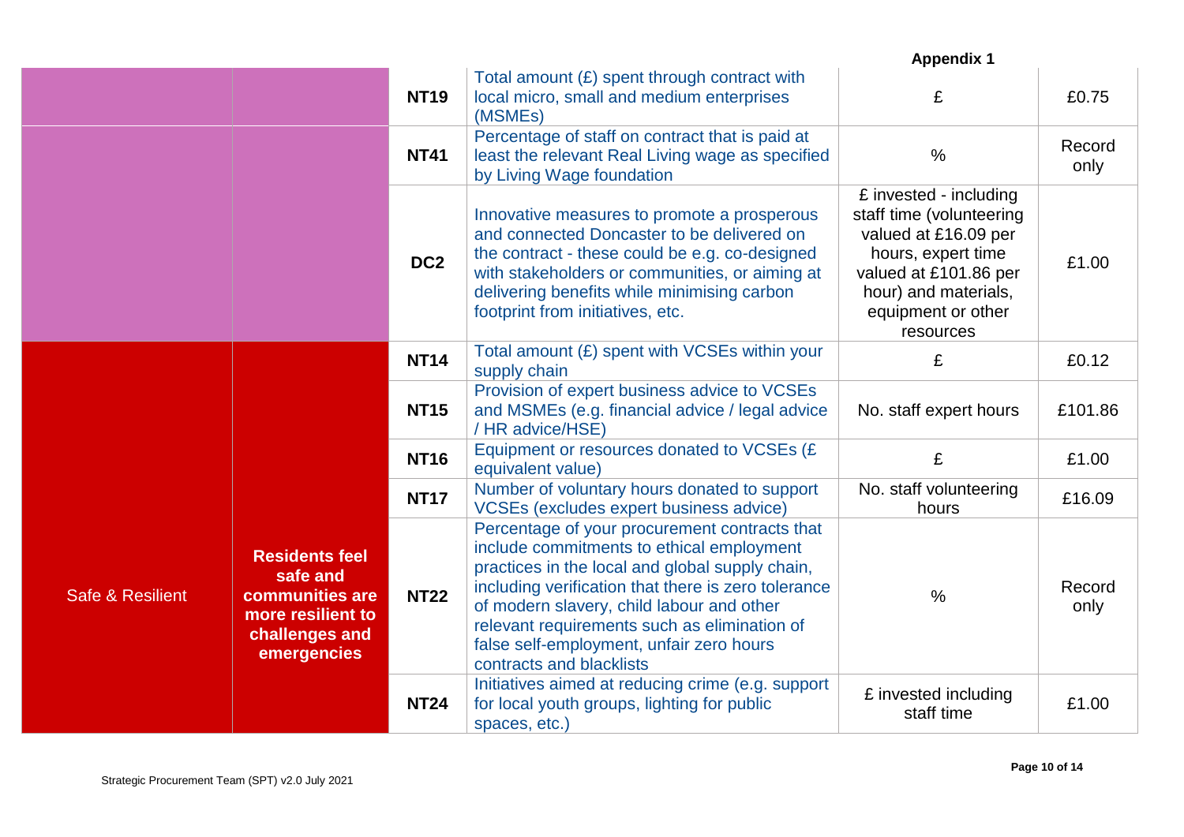**Appendix 1**

| | | | | | |
|---|---|---|---|---|---|
| | | **NT19** | Total amount (£) spent through contract with local micro, small and medium enterprises (MSMEs) | £ | £0.75 |
| | | **NT41** | Percentage of staff on contract that is paid at least the relevant Real Living wage as specified by Living Wage foundation | % | Record only |
| | | **DC2** | Innovative measures to promote a prosperous and connected Doncaster to be delivered on the contract - these could be e.g. co-designed with stakeholders or communities, or aiming at delivering benefits while minimising carbon footprint from initiatives, etc. | £ invested - including staff time (volunteering valued at £16.09 per hours, expert time valued at £101.86 per hour) and materials, equipment or other resources | £1.00 |
| Safe & Resilient | **Residents feel safe and communities are more resilient to challenges and emergencies** | **NT14** | Total amount (£) spent with VCSEs within your supply chain | £ | £0.12 |
| | | **NT15** | Provision of expert business advice to VCSEs and MSMEs (e.g. financial advice / legal advice / HR advice/HSE) | No. staff expert hours | £101.86 |
| | | **NT16** | Equipment or resources donated to VCSEs (£ equivalent value) | £ | £1.00 |
| | | **NT17** | Number of voluntary hours donated to support VCSEs (excludes expert business advice) | No. staff volunteering hours | £16.09 |
| | | **NT22** | Percentage of your procurement contracts that include commitments to ethical employment practices in the local and global supply chain, including verification that there is zero tolerance of modern slavery, child labour and other relevant requirements such as elimination of false self-employment, unfair zero hours contracts and blacklists | % | Record only |
| | | **NT24** | Initiatives aimed at reducing crime (e.g. support for local youth groups, lighting for public spaces, etc.) | £ invested including staff time | £1.00 |

Strategic Procurement Team (SPT) v2.0 July 2021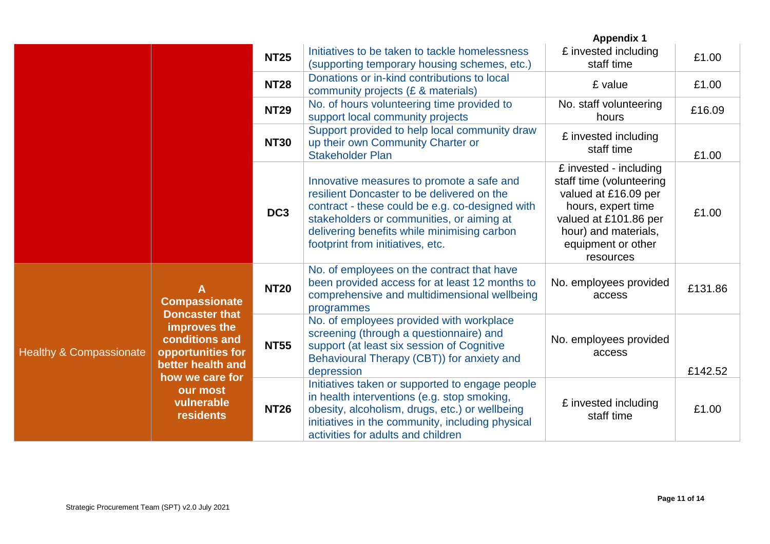**Appendix 1**

| | | | | | |
|---|---|---|---|---|---|
| | | **NT25** | Initiatives to be taken to tackle homelessness (supporting temporary housing schemes, etc.) | £ invested including staff time | £1.00 |
| | | **NT28** | Donations or in-kind contributions to local community projects (£ & materials) | £ value | £1.00 |
| | | **NT29** | No. of hours volunteering time provided to support local community projects | No. staff volunteering hours | £16.09 |
| | | **NT30** | Support provided to help local community draw up their own Community Charter or Stakeholder Plan | £ invested including staff time | £1.00 |
| | | **DC3** | Innovative measures to promote a safe and resilient Doncaster to be delivered on the contract - these could be e.g. co-designed with stakeholders or communities, or aiming at delivering benefits while minimising carbon footprint from initiatives, etc. | £ invested - including staff time (volunteering valued at £16.09 per hours, expert time valued at £101.86 per hour) and materials, equipment or other resources | £1.00 |
| Healthy & Compassionate | **A Compassionate Doncaster that improves the conditions and opportunities for better health and how we care for our most vulnerable residents** | **NT20** | No. of employees on the contract that have been provided access for at least 12 months to comprehensive and multidimensional wellbeing programmes | No. employees provided access | £131.86 |
| | | **NT55** | No. of employees provided with workplace screening (through a questionnaire) and support (at least six session of Cognitive Behavioural Therapy (CBT)) for anxiety and depression | No. employees provided access | £142.52 |
| | | **NT26** | Initiatives taken or supported to engage people in health interventions (e.g. stop smoking, obesity, alcoholism, drugs, etc.) or wellbeing initiatives in the community, including physical activities for adults and children | £ invested including staff time | £1.00 |

Strategic Procurement Team (SPT) v2.0 July 2021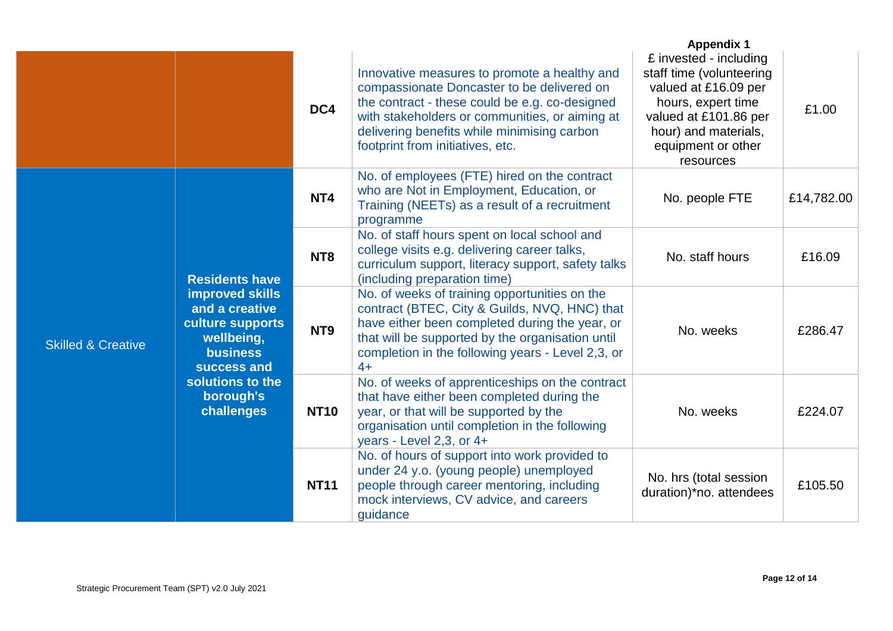**Appendix 1**

| | | | | | |
|---|---|---|---|---|---|
| | | **DC4** | Innovative measures to promote a healthy and compassionate Doncaster to be delivered on the contract - these could be e.g. co-designed with stakeholders or communities, or aiming at delivering benefits while minimising carbon footprint from initiatives, etc. | £ invested - including staff time (volunteering valued at £16.09 per hours, expert time valued at £101.86 per hour) and materials, equipment or other resources | £1.00 |
| Skilled & Creative | **Residents have improved skills and a creative culture supports wellbeing, business success and solutions to the borough's challenges** | **NT4** | No. of employees (FTE) hired on the contract who are Not in Employment, Education, or Training (NEETs) as a result of a recruitment programme | No. people FTE | £14,782.00 |
| | | **NT8** | No. of staff hours spent on local school and college visits e.g. delivering career talks, curriculum support, literacy support, safety talks (including preparation time) | No. staff hours | £16.09 |
| | | **NT9** | No. of weeks of training opportunities on the contract (BTEC, City & Guilds, NVQ, HNC) that have either been completed during the year, or that will be supported by the organisation until completion in the following years - Level 2,3, or 4+ | No. weeks | £286.47 |
| | | **NT10** | No. of weeks of apprenticeships on the contract that have either been completed during the year, or that will be supported by the organisation until completion in the following years - Level 2,3, or 4+ | No. weeks | £224.07 |
| | | **NT11** | No. of hours of support into work provided to under 24 y.o. (young people) unemployed people through career mentoring, including mock interviews, CV advice, and careers guidance | No. hrs (total session duration)*no. attendees | £105.50 |

Strategic Procurement Team (SPT) v2.0 July 2021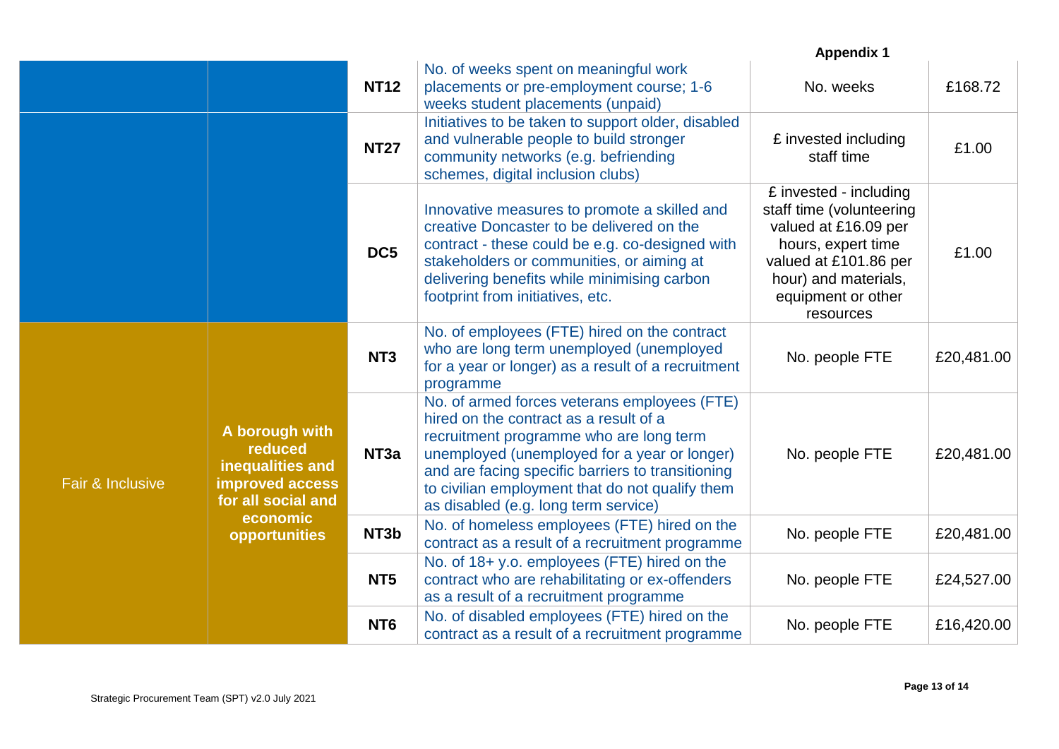**Appendix 1**

| | | | | | |
|---|---|---|---|---|---|
| | | **NT12** | No. of weeks spent on meaningful work placements or pre-employment course; 1-6 weeks student placements (unpaid) | No. weeks | £168.72 |
| | | **NT27** | Initiatives to be taken to support older, disabled and vulnerable people to build stronger community networks (e.g. befriending schemes, digital inclusion clubs) | £ invested including staff time | £1.00 |
| | | **DC5** | Innovative measures to promote a skilled and creative Doncaster to be delivered on the contract - these could be e.g. co-designed with stakeholders or communities, or aiming at delivering benefits while minimising carbon footprint from initiatives, etc. | £ invested - including staff time (volunteering valued at £16.09 per hours, expert time valued at £101.86 per hour) and materials, equipment or other resources | £1.00 |
| Fair & Inclusive | **A borough with reduced inequalities and improved access for all social and economic opportunities** | **NT3** | No. of employees (FTE) hired on the contract who are long term unemployed (unemployed for a year or longer) as a result of a recruitment programme | No. people FTE | £20,481.00 |
| | | **NT3a** | No. of armed forces veterans employees (FTE) hired on the contract as a result of a recruitment programme who are long term unemployed (unemployed for a year or longer) and are facing specific barriers to transitioning to civilian employment that do not qualify them as disabled (e.g. long term service) | No. people FTE | £20,481.00 |
| | | **NT3b** | No. of homeless employees (FTE) hired on the contract as a result of a recruitment programme | No. people FTE | £20,481.00 |
| | | **NT5** | No. of 18+ y.o. employees (FTE) hired on the contract who are rehabilitating or ex-offenders as a result of a recruitment programme | No. people FTE | £24,527.00 |
| | | **NT6** | No. of disabled employees (FTE) hired on the contract as a result of a recruitment programme | No. people FTE | £16,420.00 |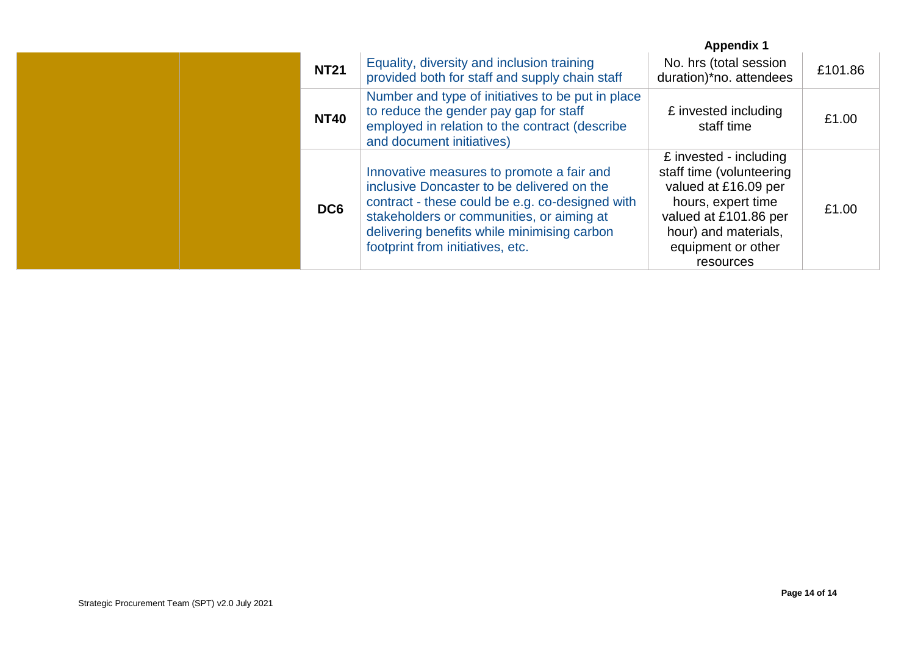**Appendix 1**

| | | | | | |
|---|---|---|---|---|---|
| | | **NT21** | Equality, diversity and inclusion training provided both for staff and supply chain staff | No. hrs (total session duration)*no. attendees | £101.86 |
| | | **NT40** | Number and type of initiatives to be put in place to reduce the gender pay gap for staff employed in relation to the contract (describe and document initiatives) | £ invested including staff time | £1.00 |
| | | **DC6** | Innovative measures to promote a fair and inclusive Doncaster to be delivered on the contract - these could be e.g. co-designed with stakeholders or communities, or aiming at delivering benefits while minimising carbon footprint from initiatives, etc. | £ invested - including staff time (volunteering valued at £16.09 per hours, expert time valued at £101.86 per hour) and materials, equipment or other resources | £1.00 |

Strategic Procurement Team (SPT) v2.0 July 2021